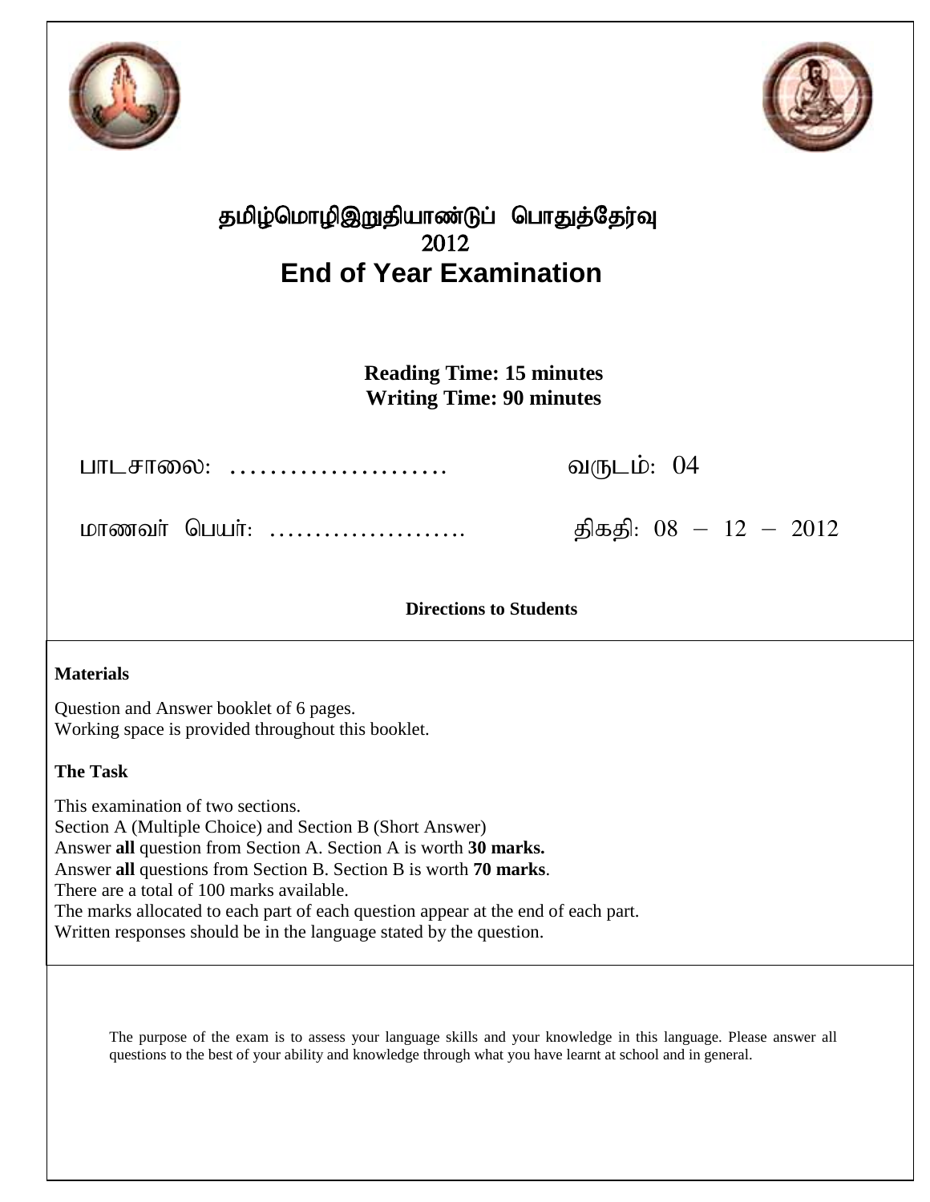# தமிழ்மொழிஇறுதியாண்டுப் பொதுத்தேர்வு
# 2012
# End of Year Examination

**Reading Time: 15 minutes**
**Writing Time: 90 minutes**

பாடசாலை: …………………… வருடம்: 04

மாணவர் பெயர்: …………………. திகதி: 08 – 12 – 2012

**Directions to Students**

**Materials**

Question and Answer booklet of 6 pages.
Working space is provided throughout this booklet.

**The Task**

This examination of two sections.
Section A (Multiple Choice) and Section B (Short Answer)
Answer **all** question from Section A. Section A is worth **30 marks.**
Answer **all** questions from Section B. Section B is worth **70 marks**.
There are a total of 100 marks available.
The marks allocated to each part of each question appear at the end of each part.
Written responses should be in the language stated by the question.

The purpose of the exam is to assess your language skills and your knowledge in this language. Please answer all questions to the best of your ability and knowledge through what you have learnt at school and in general.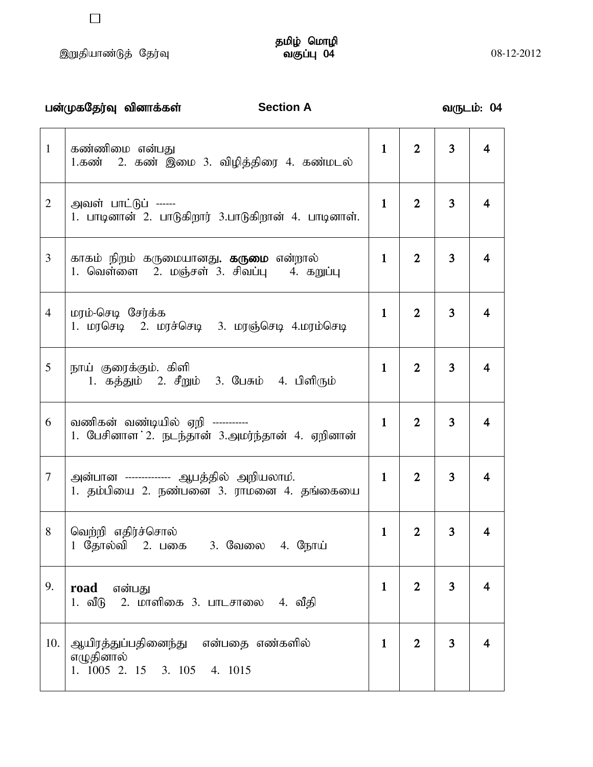இறுதியாண்டுத் தேர்வு

**தமிழ் மொழி**
**வகுப்பு 04**

08-12-2012

**பன்முகதேர்வு வினாக்கள்** **Section A** **வருடம்: 04**

| | | | | | |
|---|---|---|---|---|---|
| 1 | கண்ணிமை என்பது<br>1.கண் 2. கண் இமை 3. விழித்திரை 4. கண்மடல் | 1 | 2 | 3 | 4 |
| 2 | அவள் பாட்டுப் ------<br>1. பாடினான் 2. பாடுகிறார் 3.பாடுகிறான் 4. பாடினாள். | 1 | 2 | 3 | 4 |
| 3 | காகம் நிறம் கருமையானது. **கருமை** என்றால்<br>1. வெள்ளை 2. மஞ்சள் 3. சிவப்பு 4. கறுப்பு | 1 | 2 | 3 | 4 |
| 4 | மரம்-செடி சேர்க்க<br>1. மரசெடி 2. மரச்செடி 3. மரஞ்செடி 4.மரம்செடி | 1 | 2 | 3 | 4 |
| 5 | நாய் குரைக்கும். கிளி<br>1. கத்தும் 2. சீறும் 3. பேசும் 4. பிளிரும் | 1 | 2 | 3 | 4 |
| 6 | வணிகன் வண்டியில் ஏறி -----------<br>1. பேசினாள 2. நடந்தான் 3.அமர்ந்தான் 4. ஏறினான் | 1 | 2 | 3 | 4 |
| 7 | அன்பான ------------- ஆபத்தில் அறியலாம்.<br>1. தம்பியை 2. நண்பனை 3. ராமனை 4. தங்கையை | 1 | 2 | 3 | 4 |
| 8 | வெற்றி எதிர்ச்சொல்<br>1 தோல்வி 2. பகை 3. வேலை 4. நோய் | 1 | 2 | 3 | 4 |
| 9. | **road** என்பது<br>1. வீடு 2. மாளிகை 3. பாடசாலை 4. வீதி | 1 | 2 | 3 | 4 |
| 10. | ஆயிரத்துப்பதினைந்து என்பதை எண்களில் எழுதினால்<br>1. 1005 2. 15 3. 105 4. 1015 | 1 | 2 | 3 | 4 |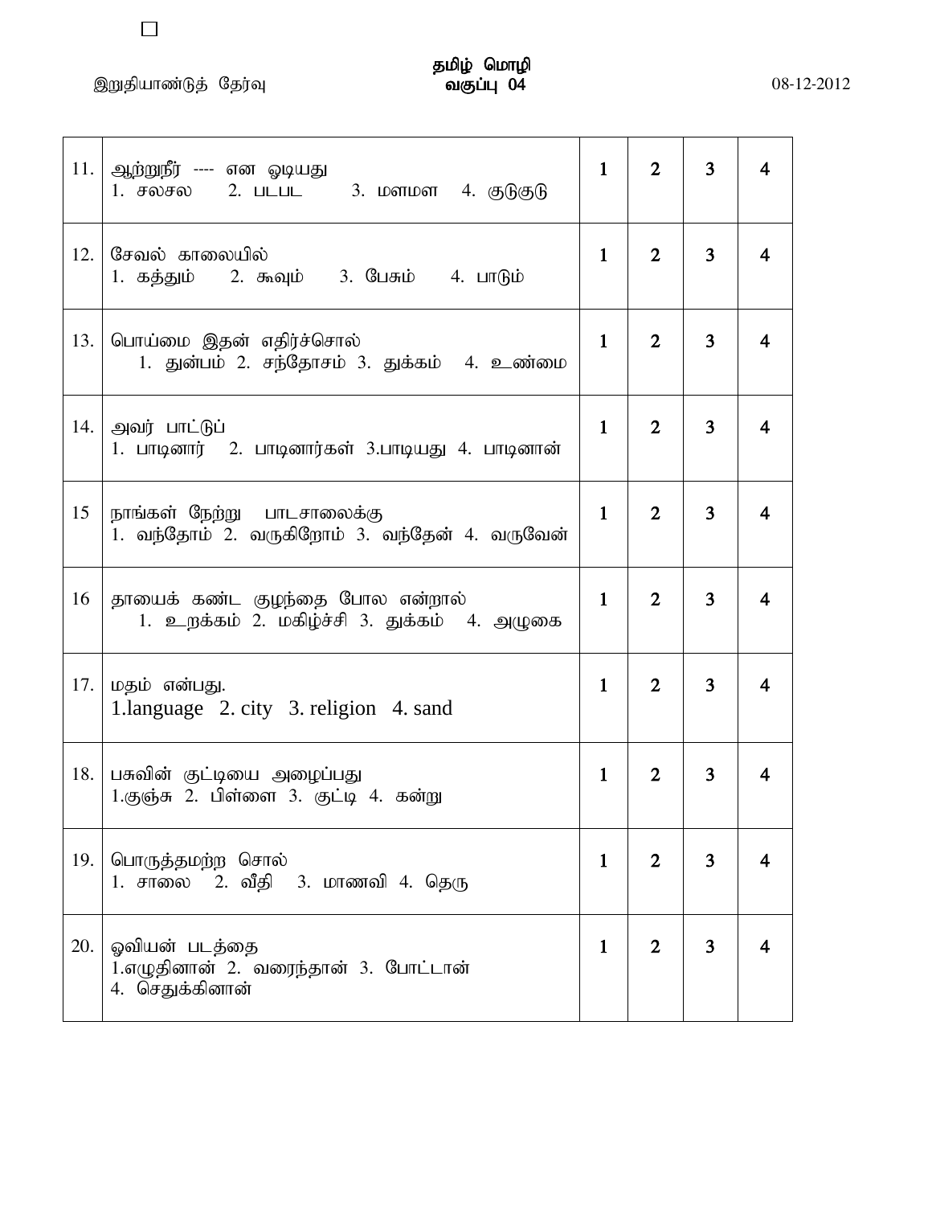இறுதியாண்டுத் தேர்வு

**தமிழ் மொழி**
**வகுப்பு 04**

08-12-2012

| | | | | | |
|---|---|---|---|---|---|
| 11. | ஆற்றுநீர் ---- என ஓடியது<br>1. சலசல 2. படபட 3. மளமள 4. குடுகுடு | **1** | **2** | **3** | **4** |
| 12. | சேவல் காலையில்<br>1. கத்தும் 2. கூவும் 3. பேசும் 4. பாடும் | **1** | **2** | **3** | **4** |
| 13. | பொய்மை இதன் எதிர்ச்சொல்<br>1. துன்பம் 2. சந்தோசம் 3. துக்கம் 4. உண்மை | **1** | **2** | **3** | **4** |
| 14. | அவர் பாட்டுப்<br>1. பாடினார் 2. பாடினார்கள் 3.பாடியது 4. பாடினான் | **1** | **2** | **3** | **4** |
| 15 | நாங்கள் நேற்று பாடசாலைக்கு<br>1. வந்தோம் 2. வருகிறோம் 3. வந்தேன் 4. வருவேன் | **1** | **2** | **3** | **4** |
| 16 | தாயைக் கண்ட குழந்தை போல என்றால்<br>1. உறக்கம் 2. மகிழ்ச்சி 3. துக்கம் 4. அழுகை | **1** | **2** | **3** | **4** |
| 17. | மதம் என்பது.<br>1.language 2. city 3. religion 4. sand | **1** | **2** | **3** | **4** |
| 18. | பசுவின் குட்டியை அழைப்பது<br>1.குஞ்சு 2. பிள்ளை 3. குட்டி 4. கன்று | **1** | **2** | **3** | **4** |
| 19. | பொருத்தமற்ற சொல்<br>1. சாலை 2. வீதி 3. மாணவி 4. தெரு | **1** | **2** | **3** | **4** |
| 20. | ஓவியன் படத்தை<br>1.எழுதினான் 2. வரைந்தான் 3. போட்டான்<br>4. செதுக்கினான் | **1** | **2** | **3** | **4** |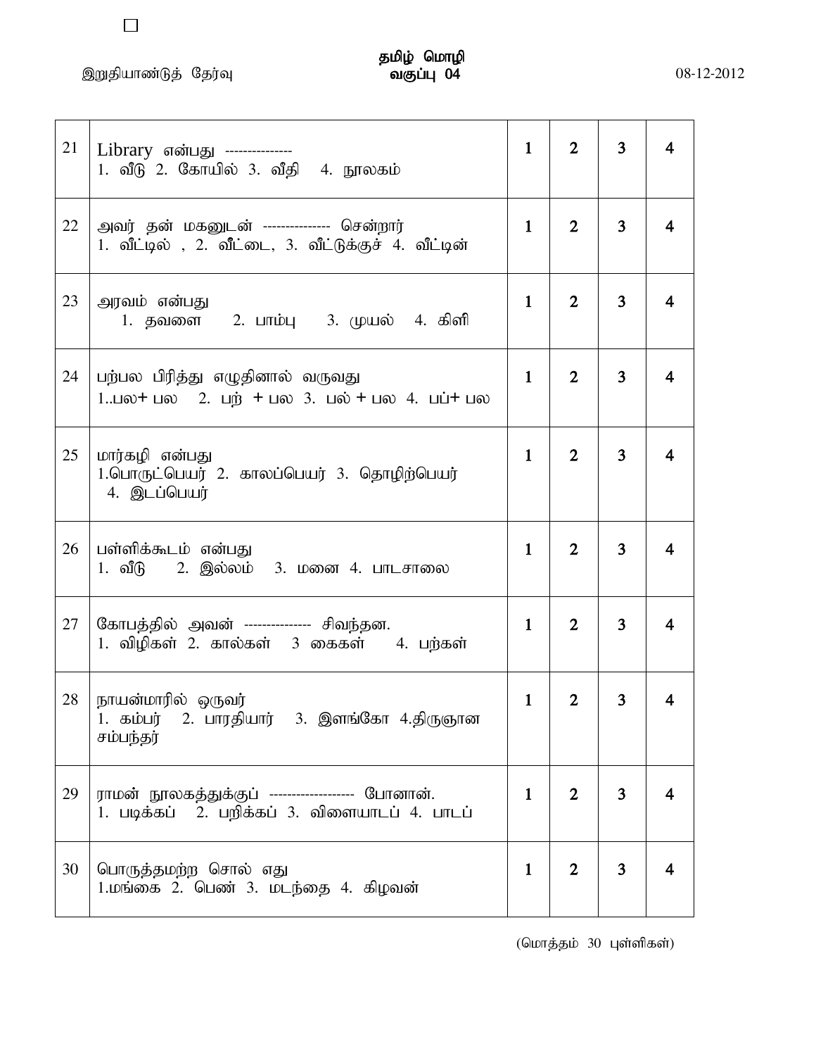இறுதியாண்டுத் தேர்வு

**தமிழ் மொழி**
**வகுப்பு 04**

08-12-2012

| | | | | | |
|---|---|---|---|---|---|
| 21 | Library என்பது --------------- <br> 1. வீடு 2. கோயில் 3. வீதி 4. நூலகம் | 1 | 2 | 3 | 4 |
| 22 | அவர் தன் மகனுடன் --------------- சென்றார் <br> 1. வீட்டில் , 2. வீட்டை, 3. வீட்டுக்குச் 4. வீட்டின் | 1 | 2 | 3 | 4 |
| 23 | அரவம் என்பது <br> 1. தவளை 2. பாம்பு 3. முயல் 4. கிளி | 1 | 2 | 3 | 4 |
| 24 | பற்பல பிரித்து எழுதினால் வருவது <br> 1..பல+ பல 2. பற் + பல 3. பல் + பல 4. பப்+ பல | 1 | 2 | 3 | 4 |
| 25 | மார்கழி என்பது <br> 1.பொருட்பெயர் 2. காலப்பெயர் 3. தொழிற்பெயர் 4. இடப்பெயர் | 1 | 2 | 3 | 4 |
| 26 | பள்ளிக்கூடம் என்பது <br> 1. வீடு 2. இல்லம் 3. மனை 4. பாடசாலை | 1 | 2 | 3 | 4 |
| 27 | கோபத்தில் அவன் --------------- சிவந்தன. <br> 1. விழிகள் 2. கால்கள் 3 கைகள் 4. பற்கள் | 1 | 2 | 3 | 4 |
| 28 | நாயன்மாரில் ஒருவர் <br> 1. கம்பர் 2. பாரதியார் 3. இளங்கோ 4.திருஞான சம்பந்தர் | 1 | 2 | 3 | 4 |
| 29 | ராமன் நூலகத்துக்குப் ------------------- போனான். <br> 1. படிக்கப் 2. பறிக்கப் 3. விளையாடப் 4. பாடப் | 1 | 2 | 3 | 4 |
| 30 | பொருத்தமற்ற சொல் எது <br> 1.மங்கை 2. பெண் 3. மடந்தை 4. கிழவன் | 1 | 2 | 3 | 4 |

(மொத்தம் 30 புள்ளிகள்)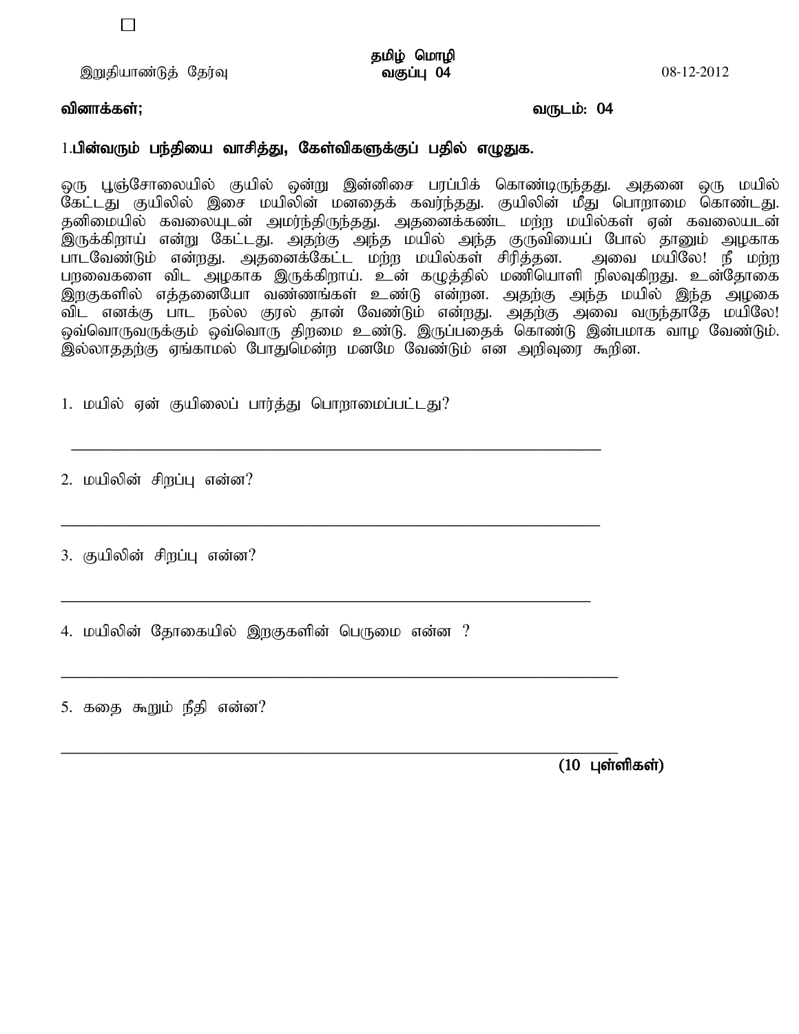☐

இறுதியாண்டுத் தேர்வு

**தமிழ் மொழி**

**வகுப்பு 04**

08-12-2012

**வினாக்கள்;**

**வருடம்: 04**

1.**பின்வரும் பந்தியை வாசித்து, கேள்விகளுக்குப் பதில் எழுதுக.**

ஒரு பூஞ்சோலையில் குயில் ஒன்று இன்னிசை பரப்பிக் கொண்டிருந்தது. அதனை ஒரு மயில் கேட்டது குயிலில் இசை மயிலின் மனதைக் கவர்ந்தது. குயிலின் மீது பொறாமை கொண்டது. தனிமையில் கவலையுடன் அமர்ந்திருந்தது. அதனைக்கண்ட மற்ற மயில்கள் ஏன் கவலையடன் இருக்கிறாய் என்று கேட்டது. அதற்கு அந்த மயில் அந்த குருவியைப் போல் தானும் அழகாக பாடவேண்டும் என்றது. அதனைக்கேட்ட மற்ற மயில்கள் சிரித்தன. அவை மயிலே! நீ மற்ற பறவைகளை விட அழகாக இருக்கிறாய். உன் கழுத்தில் மணியொளி நிலவுகிறது. உன்தோகை இறகுகளில் எத்தனையோ வண்ணங்கள் உண்டு என்றன. அதற்கு அந்த மயில் இந்த அழகை விட எனக்கு பாட நல்ல குரல் தான் வேண்டும் என்றது. அதற்கு அவை வருந்தாதே மயிலே! ஒவ்வொருவருக்கும் ஒவ்வொரு திறமை உண்டு. இருப்பதைக் கொண்டு இன்பமாக வாழ வேண்டும். இல்லாததற்கு ஏங்காமல் போதுமென்ற மனமே வேண்டும் என அறிவுரை கூறின.

1. மயில் ஏன் குயிலைப் பார்த்து பொறாமைப்பட்டது?

   ______________________________________________________________

2. மயிலின் சிறப்பு என்ன?

   ______________________________________________________________

3. குயிலின் சிறப்பு என்ன?

   ______________________________________________________________

4. மயிலின் தோகையில் இறகுகளின் பெருமை என்ன ?

   ______________________________________________________________

5. கதை கூறும் நீதி என்ன?

   ______________________________________________________________

**(10 புள்ளிகள்)**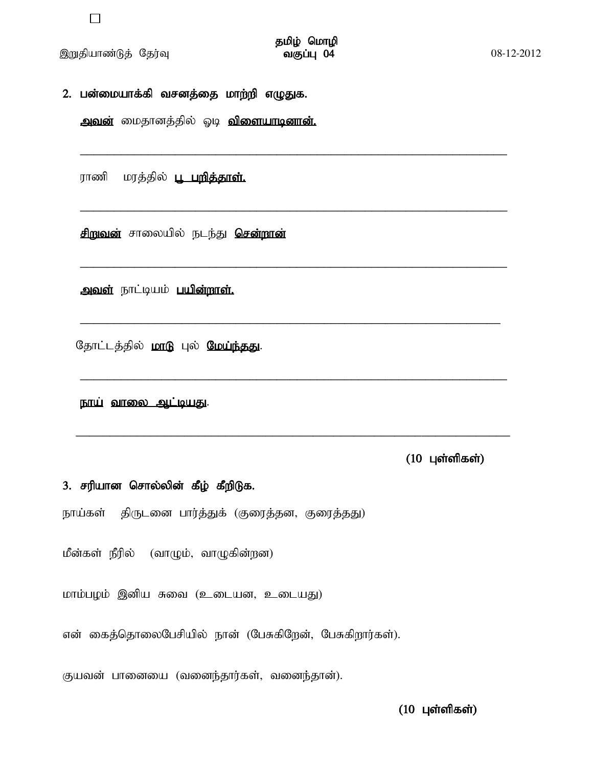2. பன்மையாக்கி வசனத்தை மாற்றி எழுதுக.

<u>அவன்</u> மைதானத்தில் ஓடி <u>விளையாடினான்.</u>

_______________________________________________

ராணி மரத்தில் <u>பூ பறித்தாள்.</u>

_______________________________________________

<u>சிறுவன்</u> சாலையில் நடந்து <u>சென்றான்</u>

_______________________________________________

<u>அவள்</u> நாட்டியம் <u>பயின்றாள்.</u>

_______________________________________________

தோட்டத்தில் <u>மாடு</u> புல் <u>மேய்ந்தது</u>.

_______________________________________________

<u>நாய் வாலை ஆட்டியது</u>.

_______________________________________________

**(10 புள்ளிகள்)**

3. சரியான சொல்லின் கீழ் கீறிடுக.

நாய்கள் திருடனை பார்த்துக் (குரைத்தன, குரைத்தது)

மீன்கள் நீரில் (வாழும், வாழுகின்றன)

மாம்பழம் இனிய சுவை (உடையன, உடையது)

என் கைத்தொலைபேசியில் நான் (பேசுகிறேன், பேசுகிறார்கள்).

குயவன் பானையை (வனைந்தார்கள், வனைந்தான்).

**(10 புள்ளிகள்)**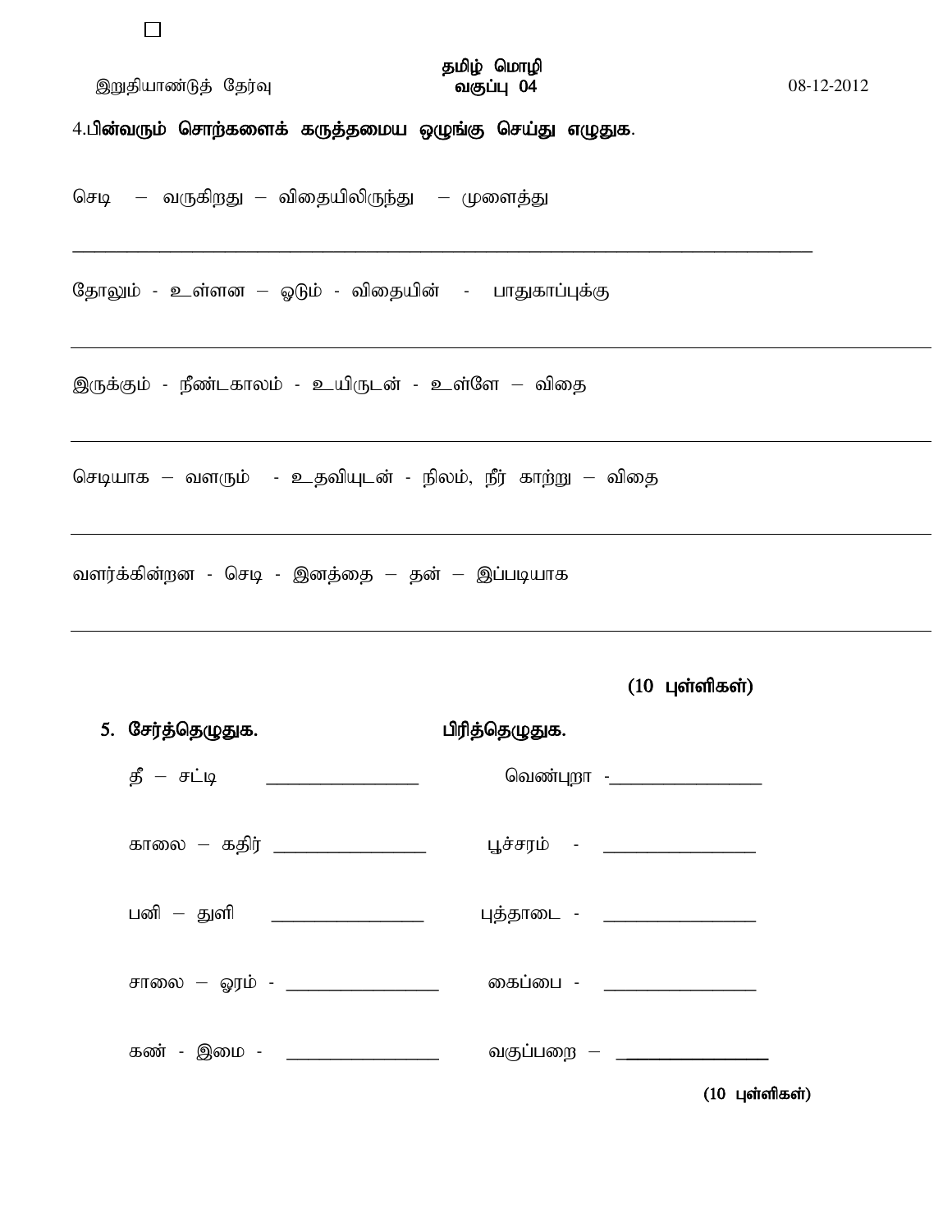இறுதியாண்டுத் தேர்வு　　　　**தமிழ் மொழி**
**வகுப்பு 04**　　　　08-12-2012

4.**பின்வரும் சொற்களைக் கருத்தமைய ஒழுங்கு செய்து எழுதுக.**

செடி – வருகிறது – விதையிலிருந்து – முளைத்து

______________________________________________

தோலும் - உள்ளன – ஓடும் - விதையின் - பாதுகாப்புக்கு

______________________________________________

இருக்கும் - நீண்டகாலம் - உயிருடன் - உள்ளே – விதை

______________________________________________

செடியாக – வளரும் - உதவியுடன் - நிலம், நீர் காற்று – விதை

______________________________________________

வளர்க்கின்றன - செடி - இனத்தை – தன் – இப்படியாக

______________________________________________

**(10 புள்ளிகள்)**

5. **சேர்த்தெழுதுக.**　　　　**பிரித்தெழுதுக.**

| சேர்த்தெழுதுக. | | பிரித்தெழுதுக. | |
|---|---|---|---|
| தீ – சட்டி | ________________ | வெண்புறா - | ________________ |
| காலை – கதிர் | ________________ | பூச்சரம் - | ________________ |
| பனி – துளி | ________________ | புத்தாடை - | ________________ |
| சாலை – ஓரம் - | ________________ | கைப்பை - | ________________ |
| கண் - இமை - | ________________ | வகுப்பறை – | ________________ |

**(10 புள்ளிகள்)**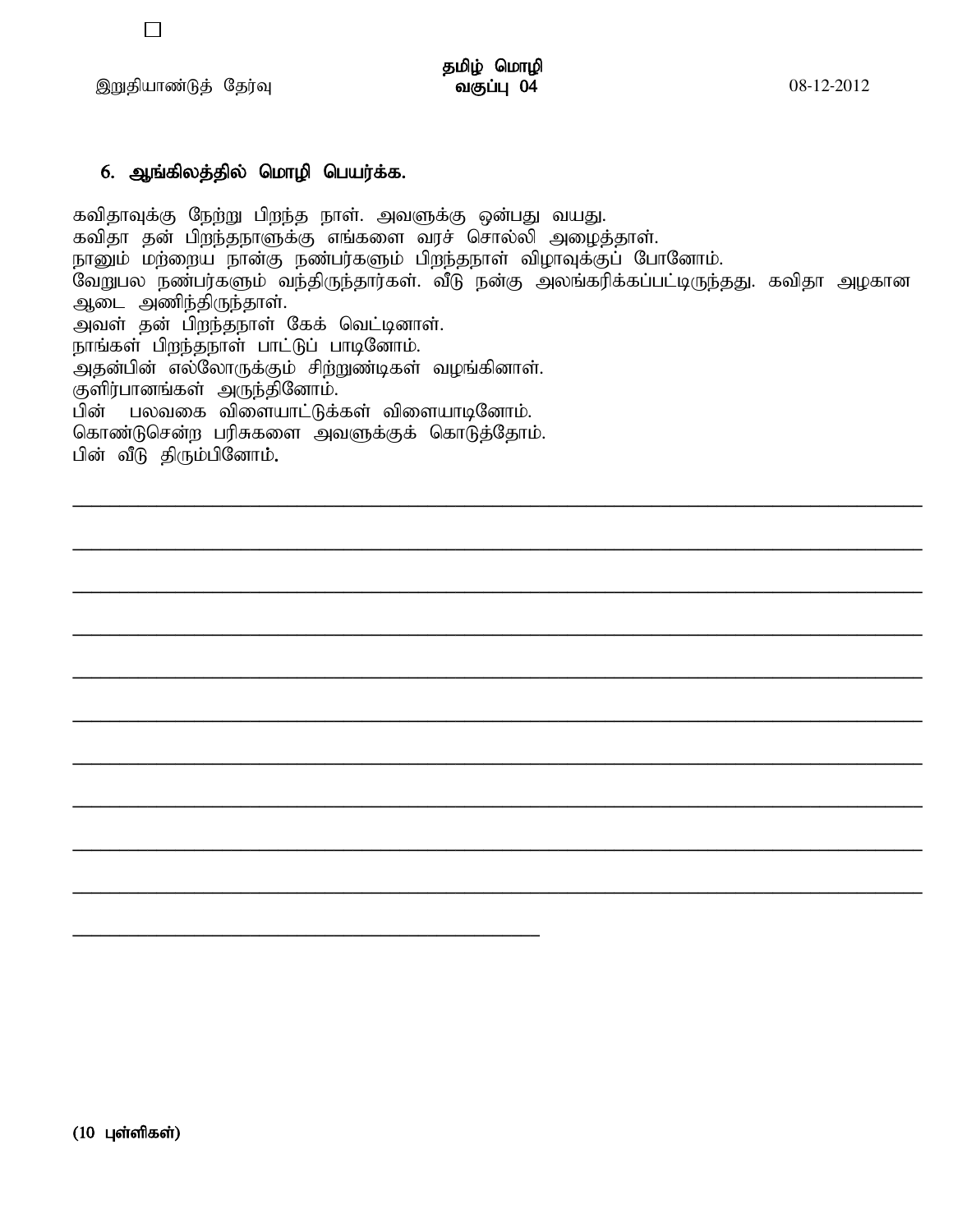☐

இறுதியாண்டுத் தேர்வு

**தமிழ் மொழி**
**வகுப்பு 04**

08-12-2012

### 6. ஆங்கிலத்தில் மொழி பெயர்க்க.

கவிதாவுக்கு நேற்று பிறந்த நாள். அவளுக்கு ஒன்பது வயது.
கவிதா தன் பிறந்தநாளுக்கு எங்களை வரச் சொல்லி அழைத்தாள்.
நானும் மற்றைய நான்கு நண்பர்களும் பிறந்தநாள் விழாவுக்குப் போனோம்.
வேறுபல நண்பர்களும் வந்திருந்தார்கள். வீடு நன்கு அலங்கரிக்கப்பட்டிருந்தது. கவிதா அழகான ஆடை அணிந்திருந்தாள்.
அவள் தன் பிறந்தநாள் கேக் வெட்டினாள்.
நாங்கள் பிறந்தநாள் பாட்டுப் பாடினோம்.
அதன்பின் எல்லோருக்கும் சிற்றுண்டிகள் வழங்கினாள்.
குளிர்பானங்கள் அருந்தினோம்.
பின் பலவகை விளையாட்டுக்கள் விளையாடினோம்.
கொண்டுசென்ற பரிசுகளை அவளுக்குக் கொடுத்தோம்.
பின் வீடு திரும்பினோம்.

\_\_\_\_\_\_\_\_\_\_\_\_\_\_\_\_\_\_\_\_\_\_\_\_\_\_\_\_\_\_\_\_\_\_\_\_\_\_\_\_\_\_\_\_\_\_\_\_\_\_\_\_\_\_\_\_\_\_\_\_

\_\_\_\_\_\_\_\_\_\_\_\_\_\_\_\_\_\_\_\_\_\_\_\_\_\_\_\_\_\_\_\_\_\_\_\_\_\_\_\_\_\_\_\_\_\_\_\_\_\_\_\_\_\_\_\_\_\_\_\_

\_\_\_\_\_\_\_\_\_\_\_\_\_\_\_\_\_\_\_\_\_\_\_\_\_\_\_\_\_\_\_\_\_\_\_\_\_\_\_\_\_\_\_\_\_\_\_\_\_\_\_\_\_\_\_\_\_\_\_\_

\_\_\_\_\_\_\_\_\_\_\_\_\_\_\_\_\_\_\_\_\_\_\_\_\_\_\_\_\_\_\_\_\_\_\_\_\_\_\_\_\_\_\_\_\_\_\_\_\_\_\_\_\_\_\_\_\_\_\_\_

\_\_\_\_\_\_\_\_\_\_\_\_\_\_\_\_\_\_\_\_\_\_\_\_\_\_\_\_\_\_\_\_\_\_\_\_\_\_\_\_\_\_\_\_\_\_\_\_\_\_\_\_\_\_\_\_\_\_\_\_

\_\_\_\_\_\_\_\_\_\_\_\_\_\_\_\_\_\_\_\_\_\_\_\_\_\_\_\_\_\_\_\_\_\_\_\_\_\_\_\_\_\_\_\_\_\_\_\_\_\_\_\_\_\_\_\_\_\_\_\_

\_\_\_\_\_\_\_\_\_\_\_\_\_\_\_\_\_\_\_\_\_\_\_\_\_\_\_\_\_\_\_\_\_\_\_\_\_\_\_\_\_\_\_\_\_\_\_\_\_\_\_\_\_\_\_\_\_\_\_\_

\_\_\_\_\_\_\_\_\_\_\_\_\_\_\_\_\_\_\_\_\_\_\_\_\_\_\_\_\_\_\_\_\_\_\_\_\_\_\_\_\_\_\_\_\_\_\_\_\_\_\_\_\_\_\_\_\_\_\_\_

\_\_\_\_\_\_\_\_\_\_\_\_\_\_\_\_\_\_\_\_\_\_\_\_\_\_\_\_\_\_\_\_\_\_\_\_\_\_\_\_\_\_\_\_\_\_\_\_\_\_\_\_\_\_\_\_\_\_\_\_

\_\_\_\_\_\_\_\_\_\_\_\_\_\_\_\_\_\_\_\_\_\_\_\_\_\_\_\_\_\_\_\_\_\_\_\_\_\_\_\_\_\_\_\_\_\_\_\_\_\_\_\_\_\_\_\_\_\_\_\_

\_\_\_\_\_\_\_\_\_\_\_\_\_\_\_\_\_\_\_\_\_\_\_\_\_\_\_\_\_\_\_\_

**(10 புள்ளிகள்)**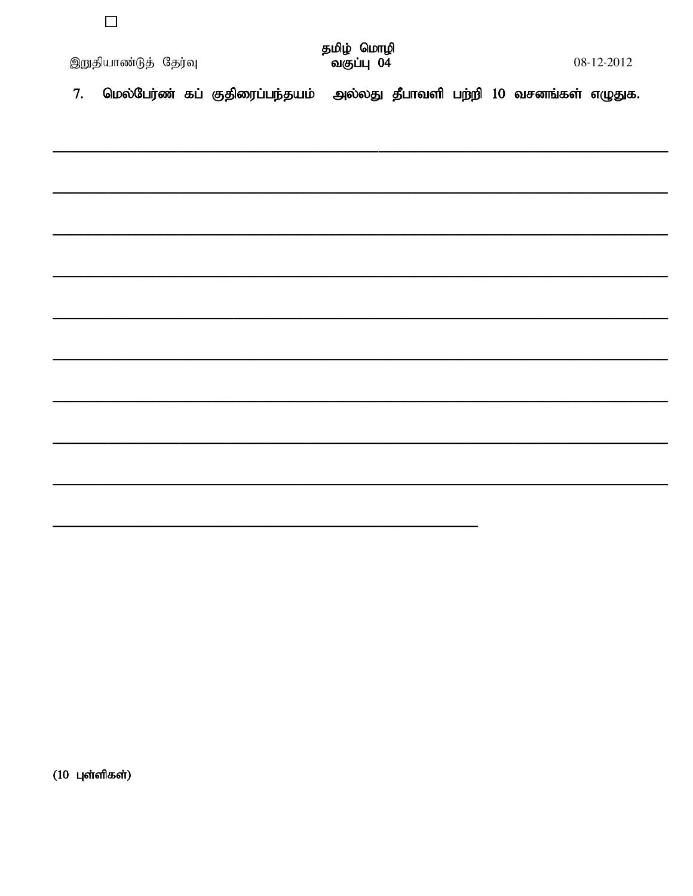7. மெல்பேர்ண் கப் குதிரைப்பந்தயம் அல்லது தீபாவளி பற்றி 10 வசனங்கள் எழுதுக.

\_\_\_\_\_\_\_\_\_\_\_\_\_\_\_\_\_\_\_\_\_\_\_\_\_\_\_\_\_\_\_\_\_\_\_\_\_\_\_\_\_\_\_\_\_\_\_\_\_\_\_\_\_\_\_\_\_\_\_\_\_\_\_\_\_\_\_\_\_\_\_\_\_\_\_\_\_\_

\_\_\_\_\_\_\_\_\_\_\_\_\_\_\_\_\_\_\_\_\_\_\_\_\_\_\_\_\_\_\_\_\_\_\_\_\_\_\_\_\_\_\_\_\_\_\_\_\_\_\_\_\_\_\_\_\_\_\_\_\_\_\_\_\_\_\_\_\_\_\_\_\_\_\_\_\_\_

\_\_\_\_\_\_\_\_\_\_\_\_\_\_\_\_\_\_\_\_\_\_\_\_\_\_\_\_\_\_\_\_\_\_\_\_\_\_\_\_\_\_\_\_\_\_\_\_\_\_\_\_\_\_\_\_\_\_\_\_\_\_\_\_\_\_\_\_\_\_\_\_\_\_\_\_\_\_

\_\_\_\_\_\_\_\_\_\_\_\_\_\_\_\_\_\_\_\_\_\_\_\_\_\_\_\_\_\_\_\_\_\_\_\_\_\_\_\_\_\_\_\_\_\_\_\_\_\_\_\_\_\_\_\_\_\_\_\_\_\_\_\_\_\_\_\_\_\_\_\_\_\_\_\_\_\_

\_\_\_\_\_\_\_\_\_\_\_\_\_\_\_\_\_\_\_\_\_\_\_\_\_\_\_\_\_\_\_\_\_\_\_\_\_\_\_\_\_\_\_\_\_\_\_\_\_\_\_\_\_\_\_\_\_\_\_\_\_\_\_\_\_\_\_\_\_\_\_\_\_\_\_\_\_\_

\_\_\_\_\_\_\_\_\_\_\_\_\_\_\_\_\_\_\_\_\_\_\_\_\_\_\_\_\_\_\_\_\_\_\_\_\_\_\_\_\_\_\_\_\_\_\_\_\_\_\_\_\_\_\_\_\_\_\_\_\_\_\_\_\_\_\_\_\_\_\_\_\_\_\_\_\_\_

\_\_\_\_\_\_\_\_\_\_\_\_\_\_\_\_\_\_\_\_\_\_\_\_\_\_\_\_\_\_\_\_\_\_\_\_\_\_\_\_\_\_\_\_\_\_\_\_\_\_\_\_\_\_\_\_\_\_\_\_\_\_\_\_\_\_\_\_\_\_\_\_\_\_\_\_\_\_

\_\_\_\_\_\_\_\_\_\_\_\_\_\_\_\_\_\_\_\_\_\_\_\_\_\_\_\_\_\_\_\_\_\_\_\_\_\_\_\_\_\_\_\_\_\_\_\_\_\_\_\_\_\_\_\_\_\_\_\_\_\_\_\_\_\_\_\_\_\_\_\_\_\_\_\_\_\_

\_\_\_\_\_\_\_\_\_\_\_\_\_\_\_\_\_\_\_\_\_\_\_\_\_\_\_\_\_\_\_\_\_\_\_\_\_\_\_\_\_\_\_\_\_\_\_\_\_\_\_\_\_\_\_\_\_\_\_\_\_\_\_\_\_\_\_\_\_\_\_\_\_\_\_\_\_\_

\_\_\_\_\_\_\_\_\_\_\_\_\_\_\_\_\_\_\_\_\_\_\_\_\_\_\_\_\_\_\_\_\_\_\_\_\_\_\_\_\_\_\_\_\_\_\_\_\_\_\_\_

(10 புள்ளிகள்)